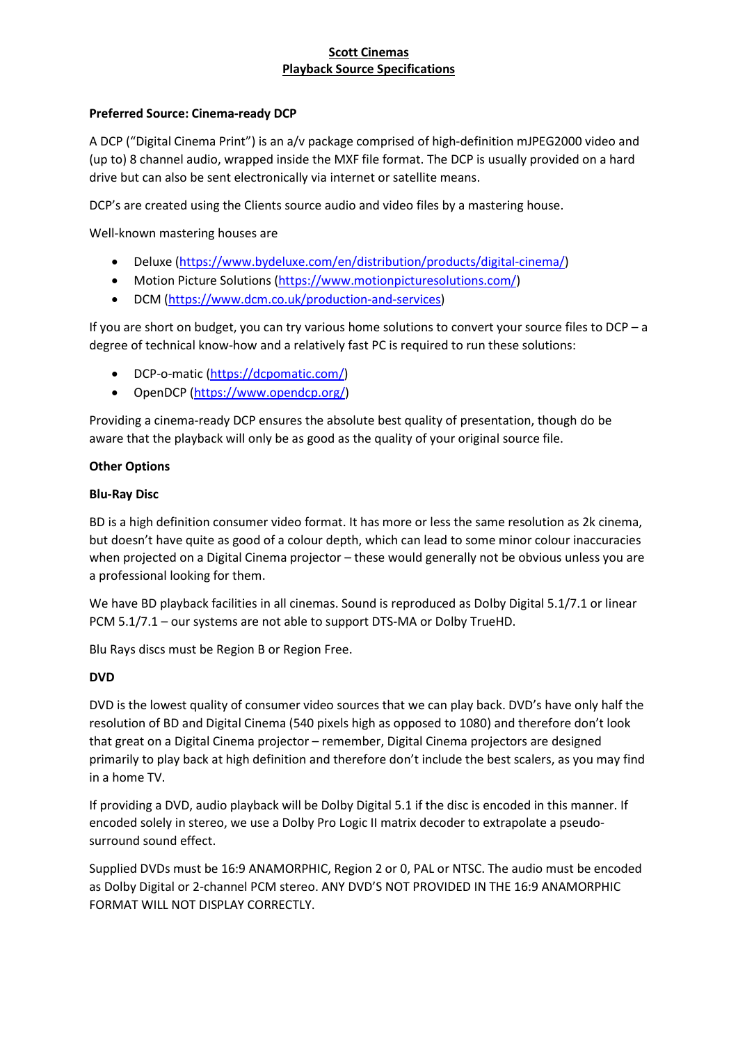# Scott Cinemas
## Playback Source Specifications

**Preferred Source: Cinema-ready DCP**

A DCP ("Digital Cinema Print") is an a/v package comprised of high-definition mJPEG2000 video and (up to) 8 channel audio, wrapped inside the MXF file format. The DCP is usually provided on a hard drive but can also be sent electronically via internet or satellite means.

DCP's are created using the Clients source audio and video files by a mastering house.

Well-known mastering houses are

- Deluxe (https://www.bydeluxe.com/en/distribution/products/digital-cinema/)
- Motion Picture Solutions (https://www.motionpicturesolutions.com/)
- DCM (https://www.dcm.co.uk/production-and-services)

If you are short on budget, you can try various home solutions to convert your source files to DCP – a degree of technical know-how and a relatively fast PC is required to run these solutions:

- DCP-o-matic (https://dcpomatic.com/)
- OpenDCP (https://www.opendcp.org/)

Providing a cinema-ready DCP ensures the absolute best quality of presentation, though do be aware that the playback will only be as good as the quality of your original source file.

**Other Options**

**Blu-Ray Disc**

BD is a high definition consumer video format. It has more or less the same resolution as 2k cinema, but doesn't have quite as good of a colour depth, which can lead to some minor colour inaccuracies when projected on a Digital Cinema projector – these would generally not be obvious unless you are a professional looking for them.

We have BD playback facilities in all cinemas. Sound is reproduced as Dolby Digital 5.1/7.1 or linear PCM 5.1/7.1 – our systems are not able to support DTS-MA or Dolby TrueHD.

Blu Rays discs must be Region B or Region Free.

**DVD**

DVD is the lowest quality of consumer video sources that we can play back. DVD's have only half the resolution of BD and Digital Cinema (540 pixels high as opposed to 1080) and therefore don't look that great on a Digital Cinema projector – remember, Digital Cinema projectors are designed primarily to play back at high definition and therefore don't include the best scalers, as you may find in a home TV.

If providing a DVD, audio playback will be Dolby Digital 5.1 if the disc is encoded in this manner. If encoded solely in stereo, we use a Dolby Pro Logic II matrix decoder to extrapolate a pseudo-surround sound effect.

Supplied DVDs must be 16:9 ANAMORPHIC, Region 2 or 0, PAL or NTSC. The audio must be encoded as Dolby Digital or 2-channel PCM stereo. ANY DVD'S NOT PROVIDED IN THE 16:9 ANAMORPHIC FORMAT WILL NOT DISPLAY CORRECTLY.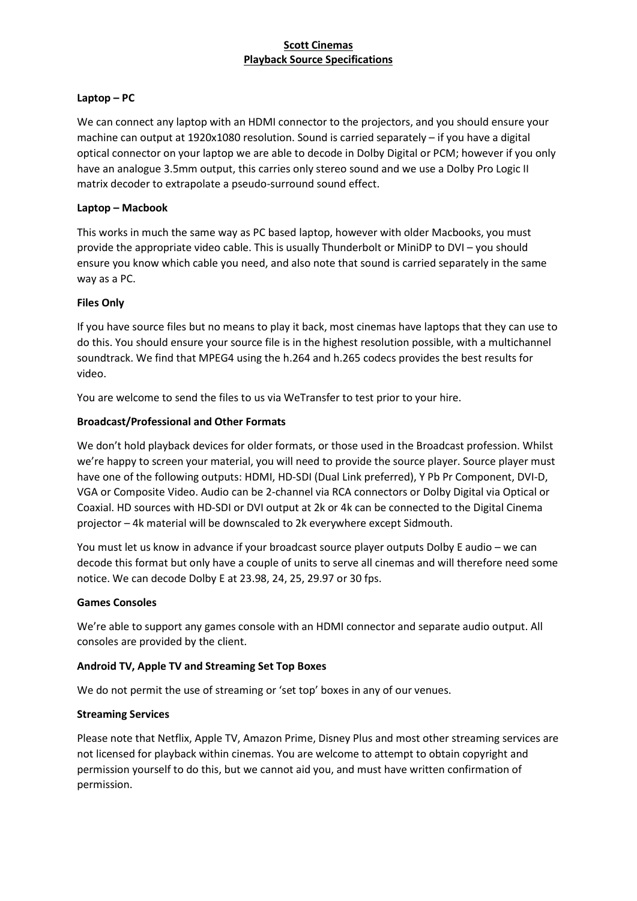# Scott Cinemas
## Playback Source Specifications

### Laptop – PC

We can connect any laptop with an HDMI connector to the projectors, and you should ensure your machine can output at 1920x1080 resolution. Sound is carried separately – if you have a digital optical connector on your laptop we are able to decode in Dolby Digital or PCM; however if you only have an analogue 3.5mm output, this carries only stereo sound and we use a Dolby Pro Logic II matrix decoder to extrapolate a pseudo-surround sound effect.

### Laptop – Macbook

This works in much the same way as PC based laptop, however with older Macbooks, you must provide the appropriate video cable. This is usually Thunderbolt or MiniDP to DVI – you should ensure you know which cable you need, and also note that sound is carried separately in the same way as a PC.

### Files Only

If you have source files but no means to play it back, most cinemas have laptops that they can use to do this. You should ensure your source file is in the highest resolution possible, with a multichannel soundtrack. We find that MPEG4 using the h.264 and h.265 codecs provides the best results for video.

You are welcome to send the files to us via WeTransfer to test prior to your hire.

### Broadcast/Professional and Other Formats

We don't hold playback devices for older formats, or those used in the Broadcast profession. Whilst we're happy to screen your material, you will need to provide the source player. Source player must have one of the following outputs: HDMI, HD-SDI (Dual Link preferred), Y Pb Pr Component, DVI-D, VGA or Composite Video. Audio can be 2-channel via RCA connectors or Dolby Digital via Optical or Coaxial. HD sources with HD-SDI or DVI output at 2k or 4k can be connected to the Digital Cinema projector – 4k material will be downscaled to 2k everywhere except Sidmouth.

You must let us know in advance if your broadcast source player outputs Dolby E audio – we can decode this format but only have a couple of units to serve all cinemas and will therefore need some notice. We can decode Dolby E at 23.98, 24, 25, 29.97 or 30 fps.

### Games Consoles

We're able to support any games console with an HDMI connector and separate audio output. All consoles are provided by the client.

### Android TV, Apple TV and Streaming Set Top Boxes

We do not permit the use of streaming or 'set top' boxes in any of our venues.

### Streaming Services

Please note that Netflix, Apple TV, Amazon Prime, Disney Plus and most other streaming services are not licensed for playback within cinemas. You are welcome to attempt to obtain copyright and permission yourself to do this, but we cannot aid you, and must have written confirmation of permission.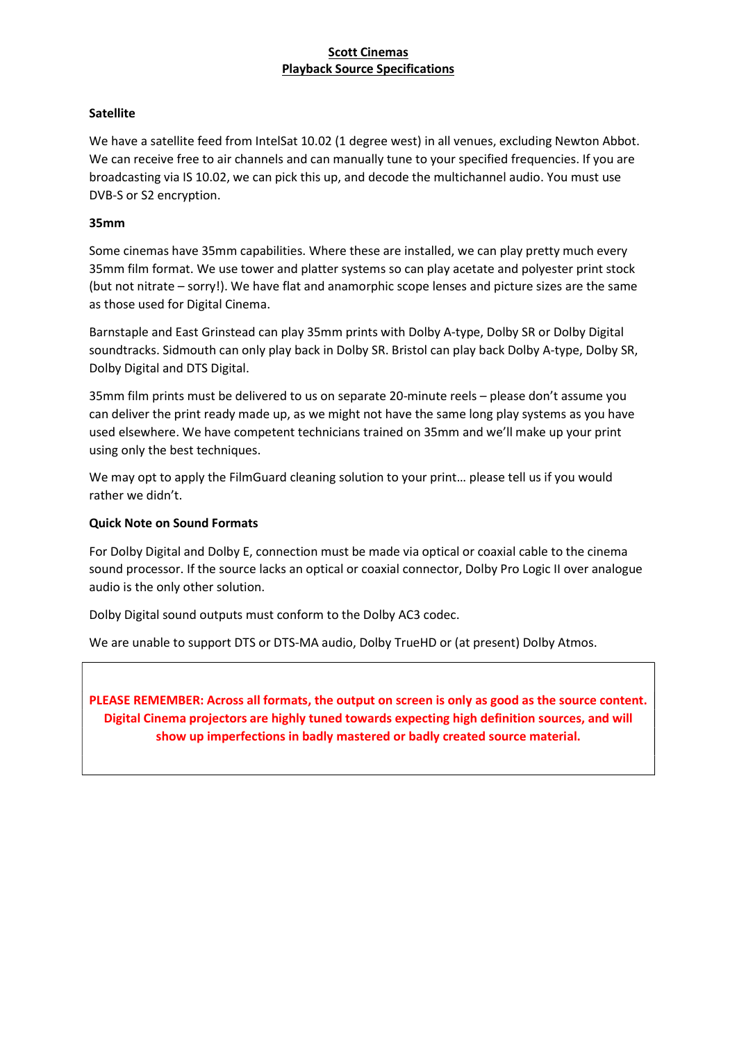# Scott Cinemas
## Playback Source Specifications

### Satellite

We have a satellite feed from IntelSat 10.02 (1 degree west) in all venues, excluding Newton Abbot. We can receive free to air channels and can manually tune to your specified frequencies. If you are broadcasting via IS 10.02, we can pick this up, and decode the multichannel audio. You must use DVB-S or S2 encryption.

### 35mm

Some cinemas have 35mm capabilities. Where these are installed, we can play pretty much every 35mm film format. We use tower and platter systems so can play acetate and polyester print stock (but not nitrate – sorry!). We have flat and anamorphic scope lenses and picture sizes are the same as those used for Digital Cinema.

Barnstaple and East Grinstead can play 35mm prints with Dolby A-type, Dolby SR or Dolby Digital soundtracks. Sidmouth can only play back in Dolby SR. Bristol can play back Dolby A-type, Dolby SR, Dolby Digital and DTS Digital.

35mm film prints must be delivered to us on separate 20-minute reels – please don't assume you can deliver the print ready made up, as we might not have the same long play systems as you have used elsewhere. We have competent technicians trained on 35mm and we'll make up your print using only the best techniques.

We may opt to apply the FilmGuard cleaning solution to your print… please tell us if you would rather we didn't.

### Quick Note on Sound Formats

For Dolby Digital and Dolby E, connection must be made via optical or coaxial cable to the cinema sound processor. If the source lacks an optical or coaxial connector, Dolby Pro Logic II over analogue audio is the only other solution.

Dolby Digital sound outputs must conform to the Dolby AC3 codec.

We are unable to support DTS or DTS-MA audio, Dolby TrueHD or (at present) Dolby Atmos.

**PLEASE REMEMBER: Across all formats, the output on screen is only as good as the source content. Digital Cinema projectors are highly tuned towards expecting high definition sources, and will show up imperfections in badly mastered or badly created source material.**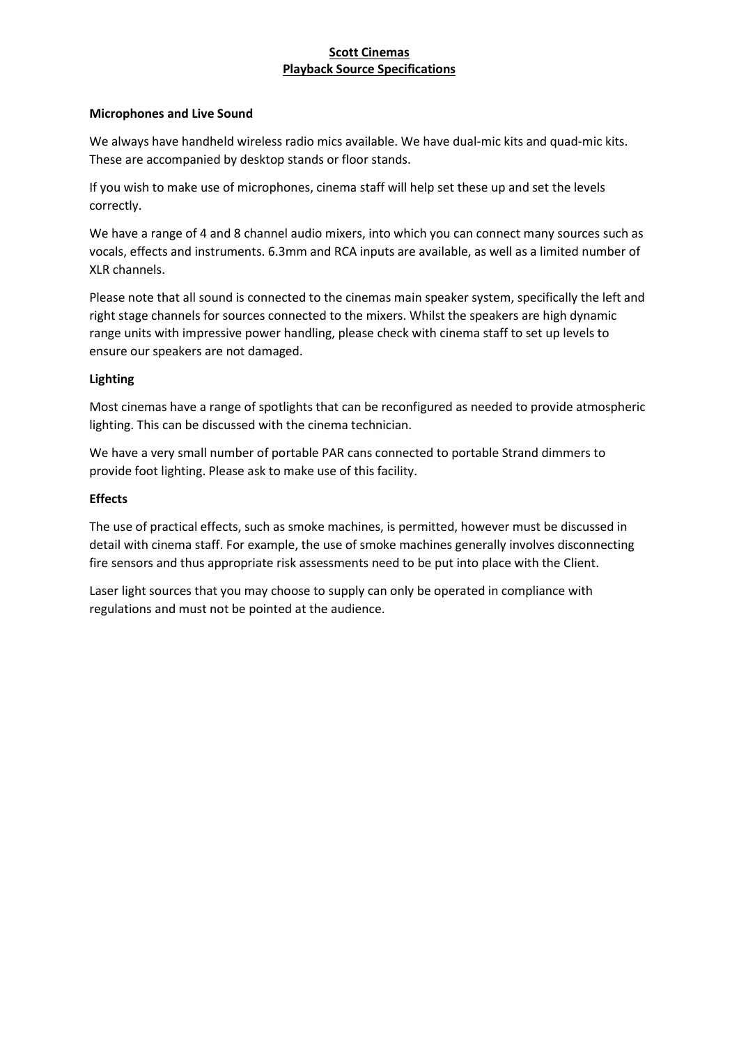# Scott Cinemas
## Playback Source Specifications

### Microphones and Live Sound

We always have handheld wireless radio mics available. We have dual-mic kits and quad-mic kits. These are accompanied by desktop stands or floor stands.

If you wish to make use of microphones, cinema staff will help set these up and set the levels correctly.

We have a range of 4 and 8 channel audio mixers, into which you can connect many sources such as vocals, effects and instruments. 6.3mm and RCA inputs are available, as well as a limited number of XLR channels.

Please note that all sound is connected to the cinemas main speaker system, specifically the left and right stage channels for sources connected to the mixers. Whilst the speakers are high dynamic range units with impressive power handling, please check with cinema staff to set up levels to ensure our speakers are not damaged.

### Lighting

Most cinemas have a range of spotlights that can be reconfigured as needed to provide atmospheric lighting. This can be discussed with the cinema technician.

We have a very small number of portable PAR cans connected to portable Strand dimmers to provide foot lighting. Please ask to make use of this facility.

### Effects

The use of practical effects, such as smoke machines, is permitted, however must be discussed in detail with cinema staff. For example, the use of smoke machines generally involves disconnecting fire sensors and thus appropriate risk assessments need to be put into place with the Client.

Laser light sources that you may choose to supply can only be operated in compliance with regulations and must not be pointed at the audience.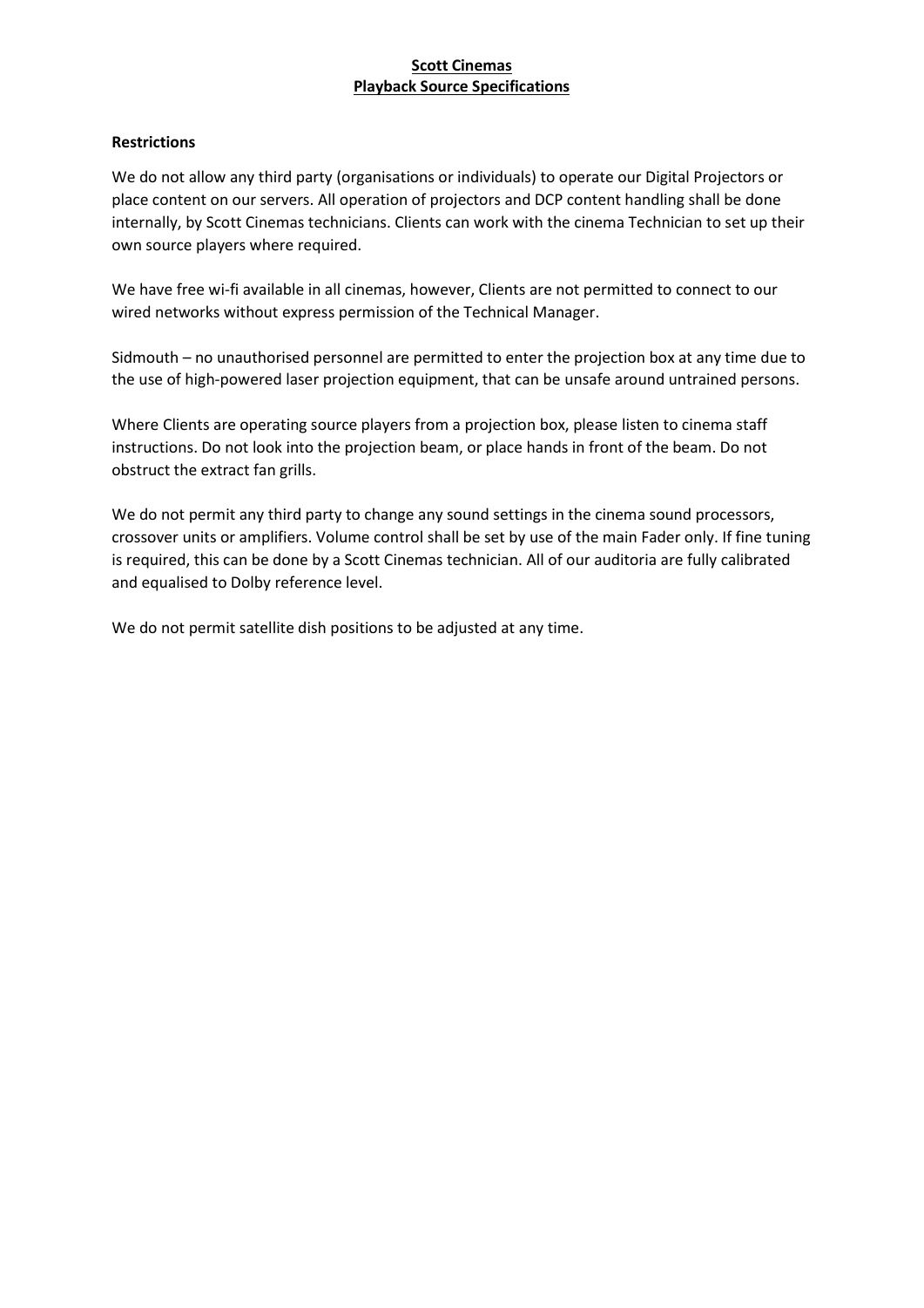**Scott Cinemas**
**Playback Source Specifications**

**Restrictions**

We do not allow any third party (organisations or individuals) to operate our Digital Projectors or place content on our servers. All operation of projectors and DCP content handling shall be done internally, by Scott Cinemas technicians. Clients can work with the cinema Technician to set up their own source players where required.

We have free wi-fi available in all cinemas, however, Clients are not permitted to connect to our wired networks without express permission of the Technical Manager.

Sidmouth – no unauthorised personnel are permitted to enter the projection box at any time due to the use of high-powered laser projection equipment, that can be unsafe around untrained persons.

Where Clients are operating source players from a projection box, please listen to cinema staff instructions. Do not look into the projection beam, or place hands in front of the beam. Do not obstruct the extract fan grills.

We do not permit any third party to change any sound settings in the cinema sound processors, crossover units or amplifiers. Volume control shall be set by use of the main Fader only. If fine tuning is required, this can be done by a Scott Cinemas technician. All of our auditoria are fully calibrated and equalised to Dolby reference level.

We do not permit satellite dish positions to be adjusted at any time.